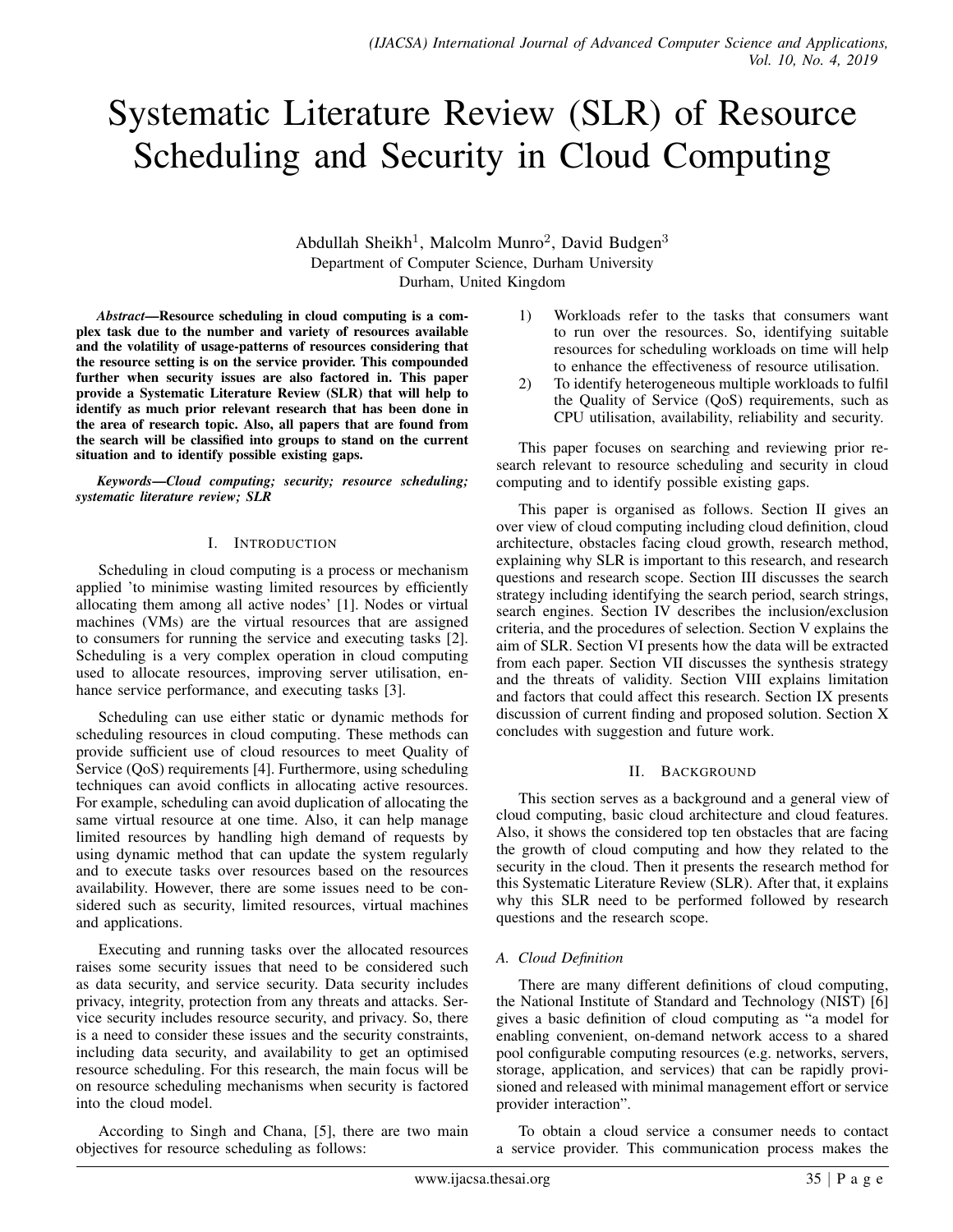# Systematic Literature Review (SLR) of Resource Scheduling and Security in Cloud Computing

Abdullah Sheikh[1], Malcolm Munro[2], David Budgen[3]
Department of Computer Science, Durham University
Durham, United Kingdom

***Abstract*—Resource scheduling in cloud computing is a complex task due to the number and variety of resources available and the volatility of usage-patterns of resources considering that the resource setting is on the service provider. This compounded further when security issues are also factored in. This paper provide a Systematic Literature Review (SLR) that will help to identify as much prior relevant research that has been done in the area of research topic. Also, all papers that are found from the search will be classified into groups to stand on the current situation and to identify possible existing gaps.**

***Keywords*—Cloud computing; security; resource scheduling; systematic literature review; SLR**

## I. Introduction

Scheduling in cloud computing is a process or mechanism applied 'to minimise wasting limited resources by efficiently allocating them among all active nodes' [1]. Nodes or virtual machines (VMs) are the virtual resources that are assigned to consumers for running the service and executing tasks [2]. Scheduling is a very complex operation in cloud computing used to allocate resources, improving server utilisation, enhance service performance, and executing tasks [3].

Scheduling can use either static or dynamic methods for scheduling resources in cloud computing. These methods can provide sufficient use of cloud resources to meet Quality of Service (QoS) requirements [4]. Furthermore, using scheduling techniques can avoid conflicts in allocating active resources. For example, scheduling can avoid duplication of allocating the same virtual resource at one time. Also, it can help manage limited resources by handling high demand of requests by using dynamic method that can update the system regularly and to execute tasks over resources based on the resources availability. However, there are some issues need to be considered such as security, limited resources, virtual machines and applications.

Executing and running tasks over the allocated resources raises some security issues that need to be considered such as data security, and service security. Data security includes privacy, integrity, protection from any threats and attacks. Service security includes resource security, and privacy. So, there is a need to consider these issues and the security constraints, including data security, and availability to get an optimised resource scheduling. For this research, the main focus will be on resource scheduling mechanisms when security is factored into the cloud model.

According to Singh and Chana, [5], there are two main objectives for resource scheduling as follows:

1) Workloads refer to the tasks that consumers want to run over the resources. So, identifying suitable resources for scheduling workloads on time will help to enhance the effectiveness of resource utilisation.
2) To identify heterogeneous multiple workloads to fulfil the Quality of Service (QoS) requirements, such as CPU utilisation, availability, reliability and security.

This paper focuses on searching and reviewing prior research relevant to resource scheduling and security in cloud computing and to identify possible existing gaps.

This paper is organised as follows. Section II gives an over view of cloud computing including cloud definition, cloud architecture, obstacles facing cloud growth, research method, explaining why SLR is important to this research, and research questions and research scope. Section III discusses the search strategy including identifying the search period, search strings, search engines. Section IV describes the inclusion/exclusion criteria, and the procedures of selection. Section V explains the aim of SLR. Section VI presents how the data will be extracted from each paper. Section VII discusses the synthesis strategy and the threats of validity. Section VIII explains limitation and factors that could affect this research. Section IX presents discussion of current finding and proposed solution. Section X concludes with suggestion and future work.

## II. Background

This section serves as a background and a general view of cloud computing, basic cloud architecture and cloud features. Also, it shows the considered top ten obstacles that are facing the growth of cloud computing and how they related to the security in the cloud. Then it presents the research method for this Systematic Literature Review (SLR). After that, it explains why this SLR need to be performed followed by research questions and the research scope.

### *A. Cloud Definition*

There are many different definitions of cloud computing, the National Institute of Standard and Technology (NIST) [6] gives a basic definition of cloud computing as "a model for enabling convenient, on-demand network access to a shared pool configurable computing resources (e.g. networks, servers, storage, application, and services) that can be rapidly provisioned and released with minimal management effort or service provider interaction".

To obtain a cloud service a consumer needs to contact a service provider. This communication process makes the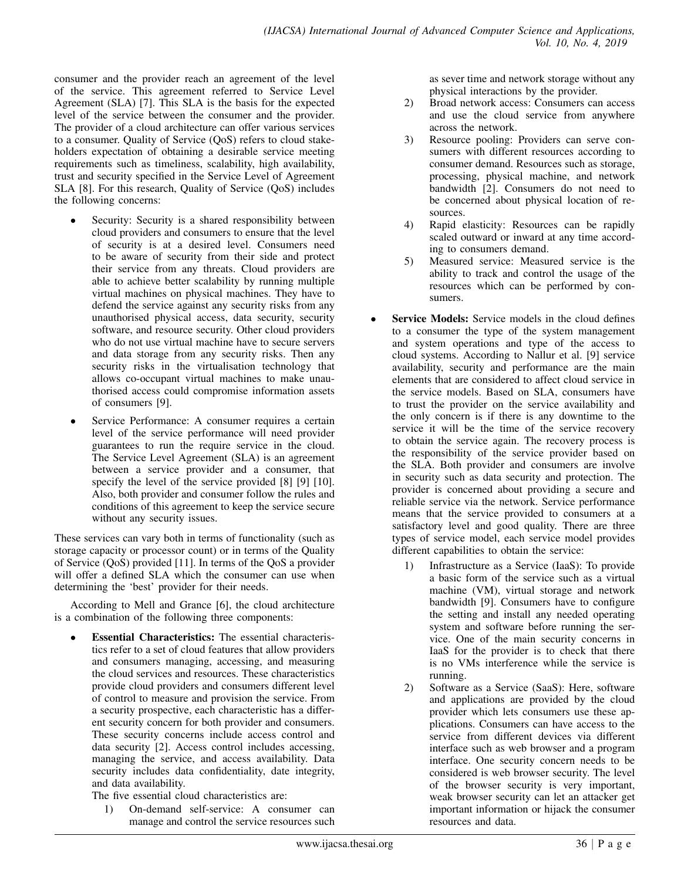consumer and the provider reach an agreement of the level of the service. This agreement referred to Service Level Agreement (SLA) [7]. This SLA is the basis for the expected level of the service between the consumer and the provider. The provider of a cloud architecture can offer various services to a consumer. Quality of Service (QoS) refers to cloud stakeholders expectation of obtaining a desirable service meeting requirements such as timeliness, scalability, high availability, trust and security specified in the Service Level of Agreement SLA [8]. For this research, Quality of Service (QoS) includes the following concerns:

- Security: Security is a shared responsibility between cloud providers and consumers to ensure that the level of security is at a desired level. Consumers need to be aware of security from their side and protect their service from any threats. Cloud providers are able to achieve better scalability by running multiple virtual machines on physical machines. They have to defend the service against any security risks from any unauthorised physical access, data security, security software, and resource security. Other cloud providers who do not use virtual machine have to secure servers and data storage from any security risks. Then any security risks in the virtualisation technology that allows co-occupant virtual machines to make unauthorised access could compromise information assets of consumers [9].

- Service Performance: A consumer requires a certain level of the service performance will need provider guarantees to run the require service in the cloud. The Service Level Agreement (SLA) is an agreement between a service provider and a consumer, that specify the level of the service provided [8] [9] [10]. Also, both provider and consumer follow the rules and conditions of this agreement to keep the service secure without any security issues.

These services can vary both in terms of functionality (such as storage capacity or processor count) or in terms of the Quality of Service (QoS) provided [11]. In terms of the QoS a provider will offer a defined SLA which the consumer can use when determining the 'best' provider for their needs.

According to Mell and Grance [6], the cloud architecture is a combination of the following three components:

- **Essential Characteristics:** The essential characteristics refer to a set of cloud features that allow providers and consumers managing, accessing, and measuring the cloud services and resources. These characteristics provide cloud providers and consumers different level of control to measure and provision the service. From a security prospective, each characteristic has a different security concern for both provider and consumers. These security concerns include access control and data security [2]. Access control includes accessing, managing the service, and access availability. Data security includes data confidentiality, date integrity, and data availability.

  The five essential cloud characteristics are:

  1) On-demand self-service: A consumer can manage and control the service resources such as sever time and network storage without any physical interactions by the provider.
  2) Broad network access: Consumers can access and use the cloud service from anywhere across the network.
  3) Resource pooling: Providers can serve consumers with different resources according to consumer demand. Resources such as storage, processing, physical machine, and network bandwidth [2]. Consumers do not need to be concerned about physical location of resources.
  4) Rapid elasticity: Resources can be rapidly scaled outward or inward at any time according to consumers demand.
  5) Measured service: Measured service is the ability to track and control the usage of the resources which can be performed by consumers.

- **Service Models:** Service models in the cloud defines to a consumer the type of the system management and system operations and type of the access to cloud systems. According to Nallur et al. [9] service availability, security and performance are the main elements that are considered to affect cloud service in the service models. Based on SLA, consumers have to trust the provider on the service availability and the only concern is if there is any downtime to the service it will be the time of the service recovery to obtain the service again. The recovery process is the responsibility of the service provider based on the SLA. Both provider and consumers are involve in security such as data security and protection. The provider is concerned about providing a secure and reliable service via the network. Service performance means that the service provided to consumers at a satisfactory level and good quality. There are three types of service model, each service model provides different capabilities to obtain the service:

  1) Infrastructure as a Service (IaaS): To provide a basic form of the service such as a virtual machine (VM), virtual storage and network bandwidth [9]. Consumers have to configure the setting and install any needed operating system and software before running the service. One of the main security concerns in IaaS for the provider is to check that there is no VMs interference while the service is running.
  2) Software as a Service (SaaS): Here, software and applications are provided by the cloud provider which lets consumers use these applications. Consumers can have access to the service from different devices via different interface such as web browser and a program interface. One security concern needs to be considered is web browser security. The level of the browser security is very important, weak browser security can let an attacker get important information or hijack the consumer resources and data.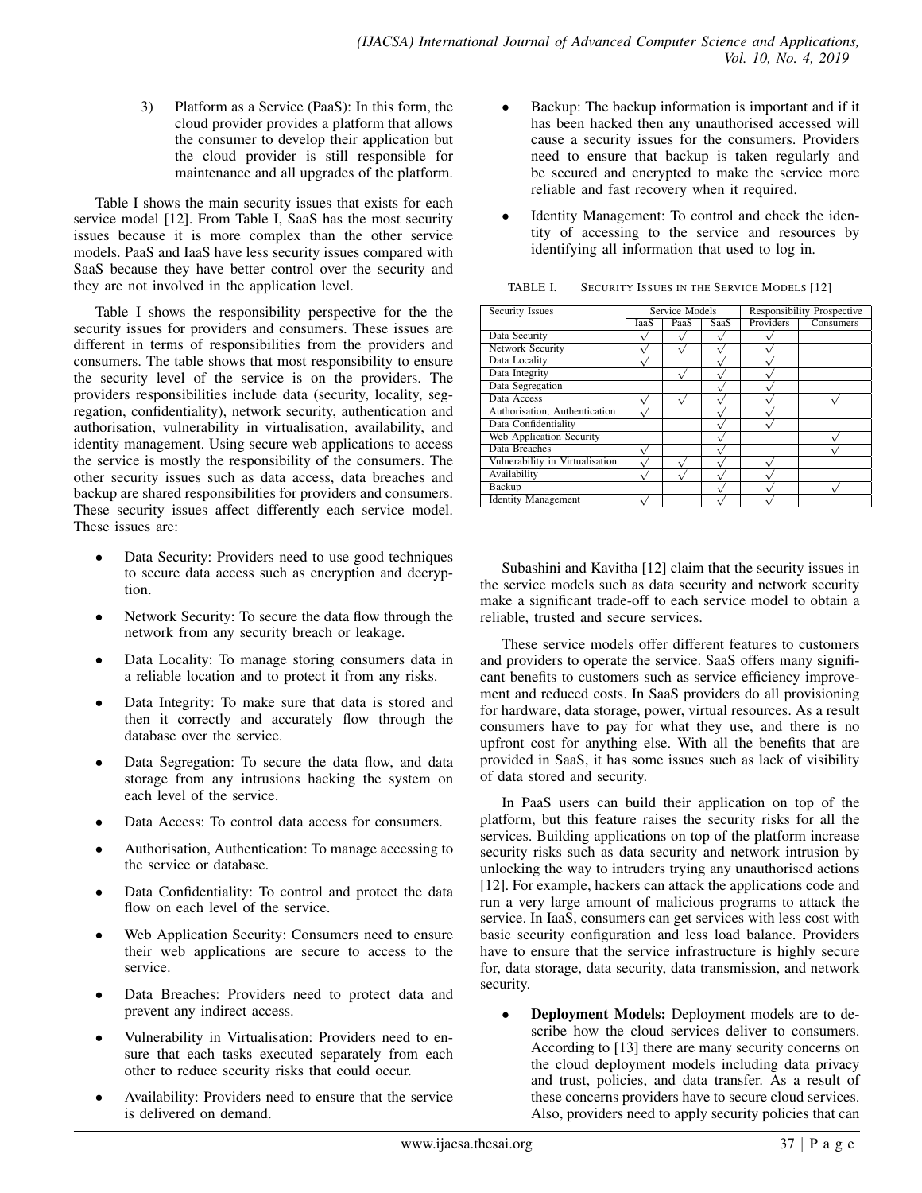3) Platform as a Service (PaaS): In this form, the cloud provider provides a platform that allows the consumer to develop their application but the cloud provider is still responsible for maintenance and all upgrades of the platform.

Table I shows the main security issues that exists for each service model [12]. From Table I, SaaS has the most security issues because it is more complex than the other service models. PaaS and IaaS have less security issues compared with SaaS because they have better control over the security and they are not involved in the application level.

Table I shows the responsibility perspective for the the security issues for providers and consumers. These issues are different in terms of responsibilities from the providers and consumers. The table shows that most responsibility to ensure the security level of the service is on the providers. The providers responsibilities include data (security, locality, segregation, confidentiality), network security, authentication and authorisation, vulnerability in virtualisation, availability, and identity management. Using secure web applications to access the service is mostly the responsibility of the consumers. The other security issues such as data access, data breaches and backup are shared responsibilities for providers and consumers. These security issues affect differently each service model. These issues are:

- Data Security: Providers need to use good techniques to secure data access such as encryption and decryption.
- Network Security: To secure the data flow through the network from any security breach or leakage.
- Data Locality: To manage storing consumers data in a reliable location and to protect it from any risks.
- Data Integrity: To make sure that data is stored and then it correctly and accurately flow through the database over the service.
- Data Segregation: To secure the data flow, and data storage from any intrusions hacking the system on each level of the service.
- Data Access: To control data access for consumers.
- Authorisation, Authentication: To manage accessing to the service or database.
- Data Confidentiality: To control and protect the data flow on each level of the service.
- Web Application Security: Consumers need to ensure their web applications are secure to access to the service.
- Data Breaches: Providers need to protect data and prevent any indirect access.
- Vulnerability in Virtualisation: Providers need to ensure that each tasks executed separately from each other to reduce security risks that could occur.
- Availability: Providers need to ensure that the service is delivered on demand.
- Backup: The backup information is important and if it has been hacked then any unauthorised accessed will cause a security issues for the consumers. Providers need to ensure that backup is taken regularly and be secured and encrypted to make the service more reliable and fast recovery when it required.
- Identity Management: To control and check the identity of accessing to the service and resources by identifying all information that used to log in.

TABLE I. SECURITY ISSUES IN THE SERVICE MODELS [12]

| Security Issues | Service Models | | | Responsibility Prospective | |
|---|---|---|---|---|---|
| | IaaS | PaaS | SaaS | Providers | Consumers |
| Data Security | √ | √ | √ | √ | |
| Network Security | √ | √ | √ | √ | |
| Data Locality | √ | | √ | √ | |
| Data Integrity | | √ | √ | √ | |
| Data Segregation | | | √ | √ | |
| Data Access | √ | √ | √ | √ | √ |
| Authorisation, Authentication | √ | | √ | √ | |
| Data Confidentiality | | | √ | √ | |
| Web Application Security | | | √ | | √ |
| Data Breaches | √ | | √ | | √ |
| Vulnerability in Virtualisation | √ | √ | √ | √ | |
| Availability | √ | √ | √ | √ | |
| Backup | | | √ | √ | √ |
| Identity Management | √ | | √ | √ | |

Subashini and Kavitha [12] claim that the security issues in the service models such as data security and network security make a significant trade-off to each service model to obtain a reliable, trusted and secure services.

These service models offer different features to customers and providers to operate the service. SaaS offers many significant benefits to customers such as service efficiency improvement and reduced costs. In SaaS providers do all provisioning for hardware, data storage, power, virtual resources. As a result consumers have to pay for what they use, and there is no upfront cost for anything else. With all the benefits that are provided in SaaS, it has some issues such as lack of visibility of data stored and security.

In PaaS users can build their application on top of the platform, but this feature raises the security risks for all the services. Building applications on top of the platform increase security risks such as data security and network intrusion by unlocking the way to intruders trying any unauthorised actions [12]. For example, hackers can attack the applications code and run a very large amount of malicious programs to attack the service. In IaaS, consumers can get services with less cost with basic security configuration and less load balance. Providers have to ensure that the service infrastructure is highly secure for, data storage, data security, data transmission, and network security.

- **Deployment Models:** Deployment models are to describe how the cloud services deliver to consumers. According to [13] there are many security concerns on the cloud deployment models including data privacy and trust, policies, and data transfer. As a result of these concerns providers have to secure cloud services. Also, providers need to apply security policies that can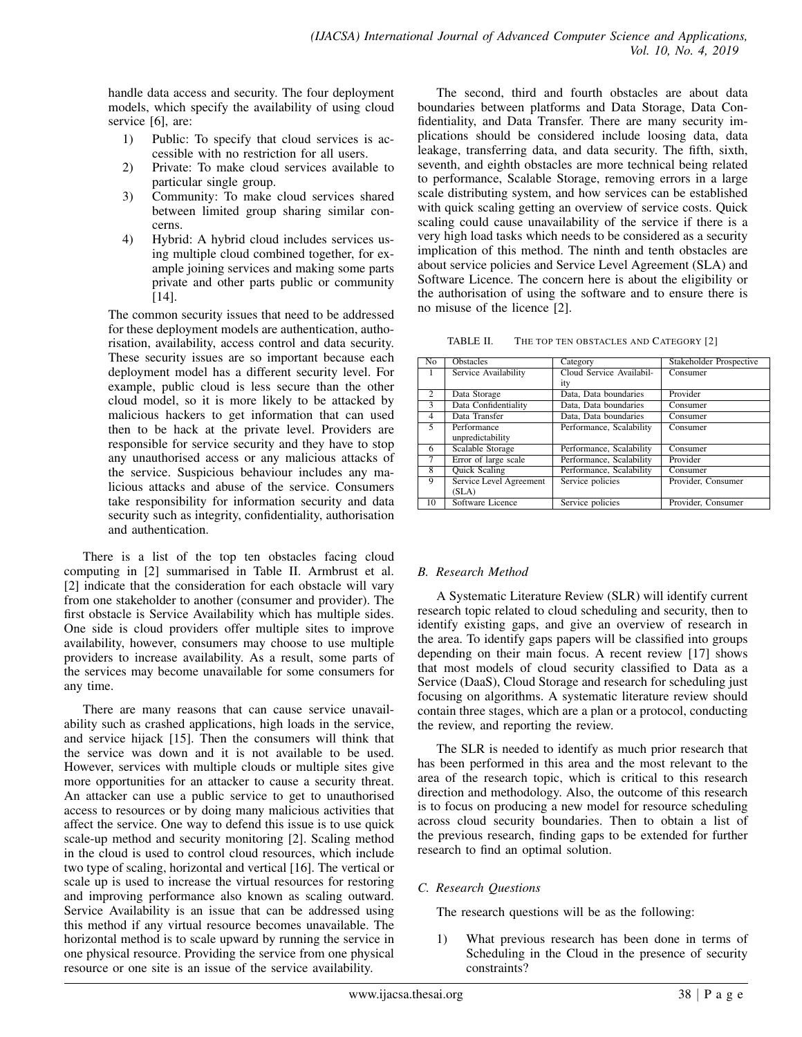handle data access and security. The four deployment models, which specify the availability of using cloud service [6], are:

1) Public: To specify that cloud services is accessible with no restriction for all users.
2) Private: To make cloud services available to particular single group.
3) Community: To make cloud services shared between limited group sharing similar concerns.
4) Hybrid: A hybrid cloud includes services using multiple cloud combined together, for example joining services and making some parts private and other parts public or community [14].

The common security issues that need to be addressed for these deployment models are authentication, authorisation, availability, access control and data security. These security issues are so important because each deployment model has a different security level. For example, public cloud is less secure than the other cloud model, so it is more likely to be attacked by malicious hackers to get information that can used then to be hack at the private level. Providers are responsible for service security and they have to stop any unauthorised access or any malicious attacks of the service. Suspicious behaviour includes any malicious attacks and abuse of the service. Consumers take responsibility for information security and data security such as integrity, confidentiality, authorisation and authentication.

There is a list of the top ten obstacles facing cloud computing in [2] summarised in Table II. Armbrust et al. [2] indicate that the consideration for each obstacle will vary from one stakeholder to another (consumer and provider). The first obstacle is Service Availability which has multiple sides. One side is cloud providers offer multiple sites to improve availability, however, consumers may choose to use multiple providers to increase availability. As a result, some parts of the services may become unavailable for some consumers for any time.

There are many reasons that can cause service unavailability such as crashed applications, high loads in the service, and service hijack [15]. Then the consumers will think that the service was down and it is not available to be used. However, services with multiple clouds or multiple sites give more opportunities for an attacker to cause a security threat. An attacker can use a public service to get to unauthorised access to resources or by doing many malicious activities that affect the service. One way to defend this issue is to use quick scale-up method and security monitoring [2]. Scaling method in the cloud is used to control cloud resources, which include two type of scaling, horizontal and vertical [16]. The vertical or scale up is used to increase the virtual resources for restoring and improving performance also known as scaling outward. Service Availability is an issue that can be addressed using this method if any virtual resource becomes unavailable. The horizontal method is to scale upward by running the service in one physical resource. Providing the service from one physical resource or one site is an issue of the service availability.

The second, third and fourth obstacles are about data boundaries between platforms and Data Storage, Data Confidentiality, and Data Transfer. There are many security implications should be considered include loosing data, data leakage, transferring data, and data security. The fifth, sixth, seventh, and eighth obstacles are more technical being related to performance, Scalable Storage, removing errors in a large scale distributing system, and how services can be established with quick scaling getting an overview of service costs. Quick scaling could cause unavailability of the service if there is a very high load tasks which needs to be considered as a security implication of this method. The ninth and tenth obstacles are about service policies and Service Level Agreement (SLA) and Software Licence. The concern here is about the eligibility or the authorisation of using the software and to ensure there is no misuse of the licence [2].

TABLE II. THE TOP TEN OBSTACLES AND CATEGORY [2]

| No | Obstacles | Category | Stakeholder Prospective |
|---|---|---|---|
| 1 | Service Availability | Cloud Service Availability | Consumer |
| 2 | Data Storage | Data, Data boundaries | Provider |
| 3 | Data Confidentiality | Data, Data boundaries | Consumer |
| 4 | Data Transfer | Data, Data boundaries | Consumer |
| 5 | Performance unpredictability | Performance, Scalability | Consumer |
| 6 | Scalable Storage | Performance, Scalability | Consumer |
| 7 | Error of large scale | Performance, Scalability | Provider |
| 8 | Quick Scaling | Performance, Scalability | Consumer |
| 9 | Service Level Agreement (SLA) | Service policies | Provider, Consumer |
| 10 | Software Licence | Service policies | Provider, Consumer |

### *B. Research Method*

A Systematic Literature Review (SLR) will identify current research topic related to cloud scheduling and security, then to identify existing gaps, and give an overview of research in the area. To identify gaps papers will be classified into groups depending on their main focus. A recent review [17] shows that most models of cloud security classified to Data as a Service (DaaS), Cloud Storage and research for scheduling just focusing on algorithms. A systematic literature review should contain three stages, which are a plan or a protocol, conducting the review, and reporting the review.

The SLR is needed to identify as much prior research that has been performed in this area and the most relevant to the area of the research topic, which is critical to this research direction and methodology. Also, the outcome of this research is to focus on producing a new model for resource scheduling across cloud security boundaries. Then to obtain a list of the previous research, finding gaps to be extended for further research to find an optimal solution.

### *C. Research Questions*

The research questions will be as the following:

1) What previous research has been done in terms of Scheduling in the Cloud in the presence of security constraints?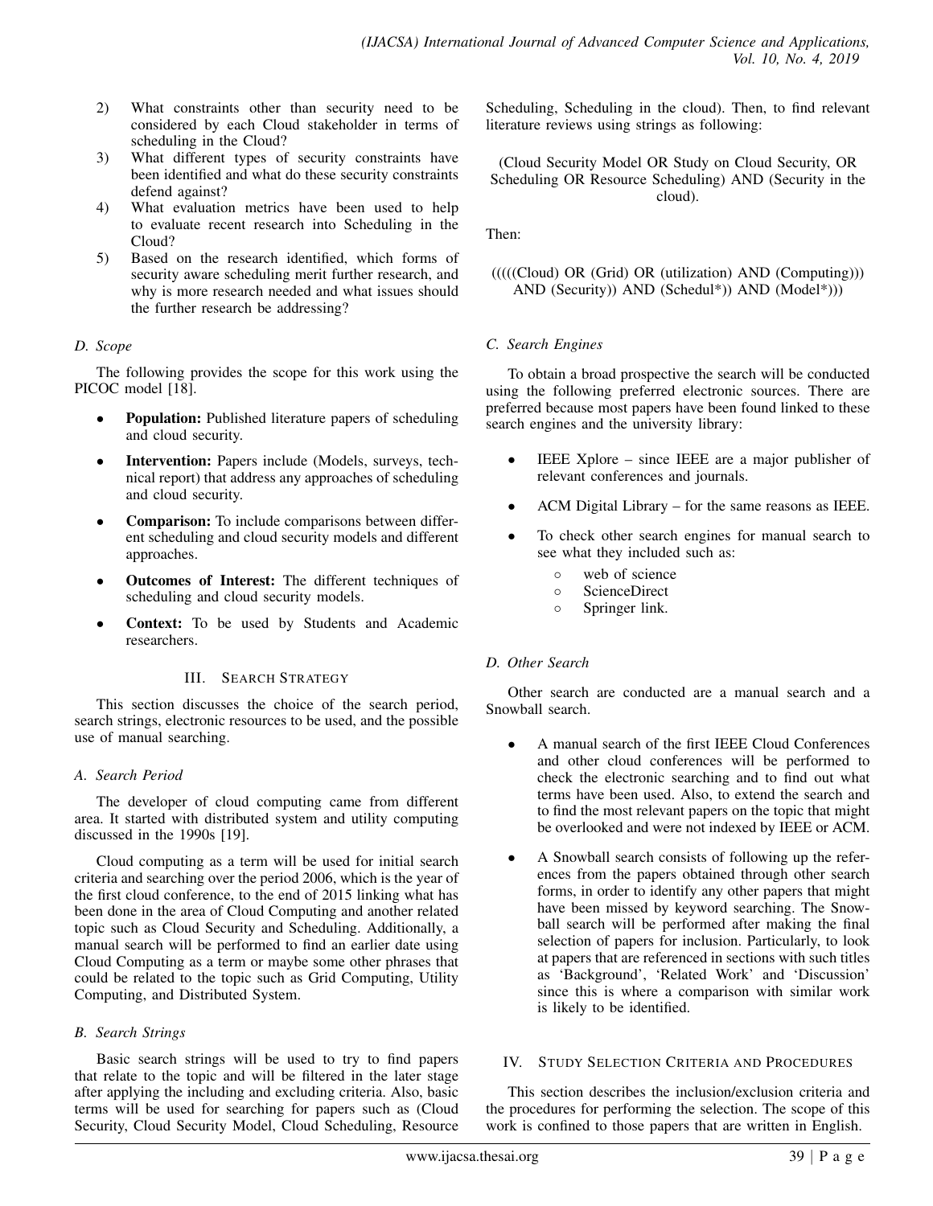2) What constraints other than security need to be considered by each Cloud stakeholder in terms of scheduling in the Cloud?
3) What different types of security constraints have been identified and what do these security constraints defend against?
4) What evaluation metrics have been used to help to evaluate recent research into Scheduling in the Cloud?
5) Based on the research identified, which forms of security aware scheduling merit further research, and why is more research needed and what issues should the further research be addressing?

### *D. Scope*

The following provides the scope for this work using the PICOC model [18].

- **Population:** Published literature papers of scheduling and cloud security.
- **Intervention:** Papers include (Models, surveys, technical report) that address any approaches of scheduling and cloud security.
- **Comparison:** To include comparisons between different scheduling and cloud security models and different approaches.
- **Outcomes of Interest:** The different techniques of scheduling and cloud security models.
- **Context:** To be used by Students and Academic researchers.

## III. Search Strategy

This section discusses the choice of the search period, search strings, electronic resources to be used, and the possible use of manual searching.

### *A. Search Period*

The developer of cloud computing came from different area. It started with distributed system and utility computing discussed in the 1990s [19].

Cloud computing as a term will be used for initial search criteria and searching over the period 2006, which is the year of the first cloud conference, to the end of 2015 linking what has been done in the area of Cloud Computing and another related topic such as Cloud Security and Scheduling. Additionally, a manual search will be performed to find an earlier date using Cloud Computing as a term or maybe some other phrases that could be related to the topic such as Grid Computing, Utility Computing, and Distributed System.

### *B. Search Strings*

Basic search strings will be used to try to find papers that relate to the topic and will be filtered in the later stage after applying the including and excluding criteria. Also, basic terms will be used for searching for papers such as (Cloud Security, Cloud Security Model, Cloud Scheduling, Resource Scheduling, Scheduling in the cloud). Then, to find relevant literature reviews using strings as following:

(Cloud Security Model OR Study on Cloud Security, OR Scheduling OR Resource Scheduling) AND (Security in the cloud).

Then:

(((((Cloud) OR (Grid) OR (utilization) AND (Computing))) AND (Security)) AND (Schedul*)) AND (Model*)))

### *C. Search Engines*

To obtain a broad prospective the search will be conducted using the following preferred electronic sources. There are preferred because most papers have been found linked to these search engines and the university library:

- IEEE Xplore – since IEEE are a major publisher of relevant conferences and journals.
- ACM Digital Library – for the same reasons as IEEE.
- To check other search engines for manual search to see what they included such as:
  - web of science
  - ScienceDirect
  - Springer link.

### *D. Other Search*

Other search are conducted are a manual search and a Snowball search.

- A manual search of the first IEEE Cloud Conferences and other cloud conferences will be performed to check the electronic searching and to find out what terms have been used. Also, to extend the search and to find the most relevant papers on the topic that might be overlooked and were not indexed by IEEE or ACM.
- A Snowball search consists of following up the references from the papers obtained through other search forms, in order to identify any other papers that might have been missed by keyword searching. The Snowball search will be performed after making the final selection of papers for inclusion. Particularly, to look at papers that are referenced in sections with such titles as 'Background', 'Related Work' and 'Discussion' since this is where a comparison with similar work is likely to be identified.

## IV. Study Selection Criteria and Procedures

This section describes the inclusion/exclusion criteria and the procedures for performing the selection. The scope of this work is confined to those papers that are written in English.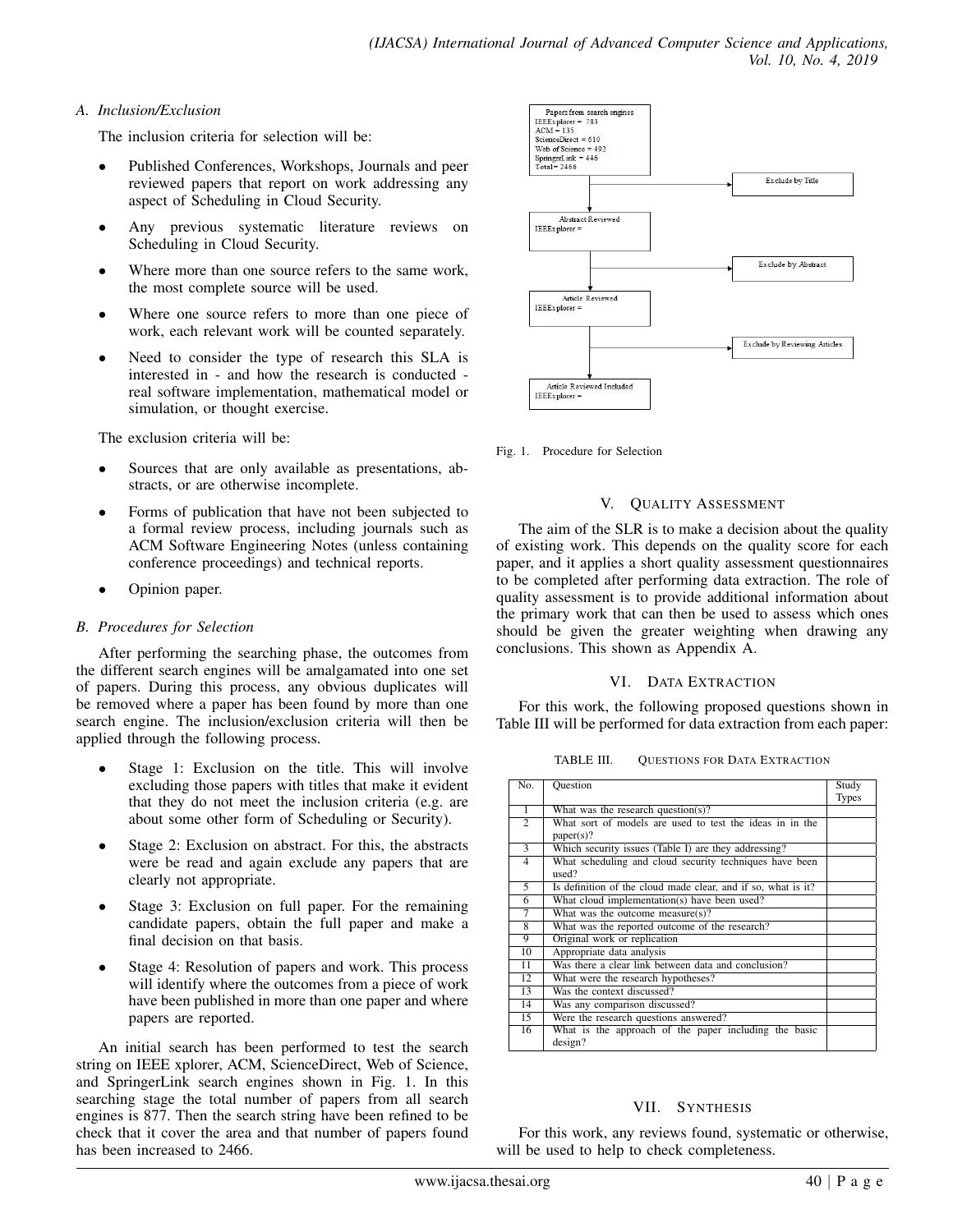### A. Inclusion/Exclusion

The inclusion criteria for selection will be:

- Published Conferences, Workshops, Journals and peer reviewed papers that report on work addressing any aspect of Scheduling in Cloud Security.
- Any previous systematic literature reviews on Scheduling in Cloud Security.
- Where more than one source refers to the same work, the most complete source will be used.
- Where one source refers to more than one piece of work, each relevant work will be counted separately.
- Need to consider the type of research this SLA is interested in - and how the research is conducted - real software implementation, mathematical model or simulation, or thought exercise.

The exclusion criteria will be:

- Sources that are only available as presentations, abstracts, or are otherwise incomplete.
- Forms of publication that have not been subjected to a formal review process, including journals such as ACM Software Engineering Notes (unless containing conference proceedings) and technical reports.
- Opinion paper.

### B. Procedures for Selection

After performing the searching phase, the outcomes from the different search engines will be amalgamated into one set of papers. During this process, any obvious duplicates will be removed where a paper has been found by more than one search engine. The inclusion/exclusion criteria will then be applied through the following process.

- Stage 1: Exclusion on the title. This will involve excluding those papers with titles that make it evident that they do not meet the inclusion criteria (e.g. are about some other form of Scheduling or Security).
- Stage 2: Exclusion on abstract. For this, the abstracts were be read and again exclude any papers that are clearly not appropriate.
- Stage 3: Exclusion on full paper. For the remaining candidate papers, obtain the full paper and make a final decision on that basis.
- Stage 4: Resolution of papers and work. This process will identify where the outcomes from a piece of work have been published in more than one paper and where papers are reported.

An initial search has been performed to test the search string on IEEE xplorer, ACM, ScienceDirect, Web of Science, and SpringerLink search engines shown in Fig. 1. In this searching stage the total number of papers from all search engines is 877. Then the search string have been refined to be check that it cover the area and that number of papers found has been increased to 2466.

Papers from search engines
IEEExplorer = 783
ACM = 135
ScienceDirect = 610
Web of Science = 492
SpringerLink = 446
Total = 2466

→ Exclude by Title

Abstract Reviewed
IEEExplorer =

→ Exclude by Abstract

Article Reviewed
IEEExplorer =

→ Exclude by Reviewing Articles

Article Reviewed Included
IEEExplorer =

Fig. 1. Procedure for Selection

## V. Quality Assessment

The aim of the SLR is to make a decision about the quality of existing work. This depends on the quality score for each paper, and it applies a short quality assessment questionnaires to be completed after performing data extraction. The role of quality assessment is to provide additional information about the primary work that can then be used to assess which ones should be given the greater weighting when drawing any conclusions. This shown as Appendix A.

## VI. Data Extraction

For this work, the following proposed questions shown in Table III will be performed for data extraction from each paper:

TABLE III. Questions for Data Extraction

| No. | Question | Study Types |
|---|---|---|
| 1 | What was the research question(s)? | |
| 2 | What sort of models are used to test the ideas in in the paper(s)? | |
| 3 | Which security issues (Table I) are they addressing? | |
| 4 | What scheduling and cloud security techniques have been used? | |
| 5 | Is definition of the cloud made clear, and if so, what is it? | |
| 6 | What cloud implementation(s) have been used? | |
| 7 | What was the outcome measure(s)? | |
| 8 | What was the reported outcome of the research? | |
| 9 | Original work or replication | |
| 10 | Appropriate data analysis | |
| 11 | Was there a clear link between data and conclusion? | |
| 12 | What were the research hypotheses? | |
| 13 | Was the context discussed? | |
| 14 | Was any comparison discussed? | |
| 15 | Were the research questions answered? | |
| 16 | What is the approach of the paper including the basic design? | |

## VII. Synthesis

For this work, any reviews found, systematic or otherwise, will be used to help to check completeness.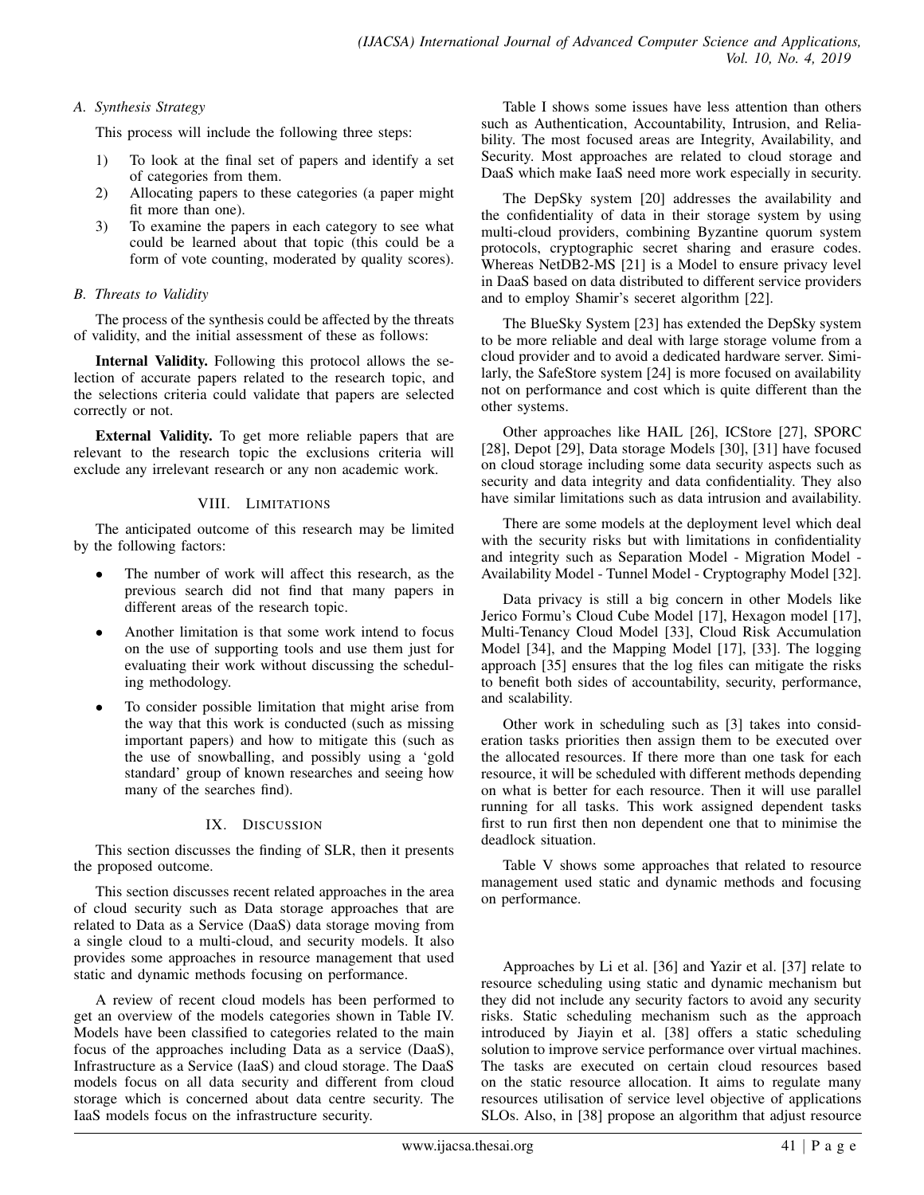### A. Synthesis Strategy

This process will include the following three steps:

1) To look at the final set of papers and identify a set of categories from them.
2) Allocating papers to these categories (a paper might fit more than one).
3) To examine the papers in each category to see what could be learned about that topic (this could be a form of vote counting, moderated by quality scores).

### B. Threats to Validity

The process of the synthesis could be affected by the threats of validity, and the initial assessment of these as follows:

**Internal Validity.** Following this protocol allows the selection of accurate papers related to the research topic, and the selections criteria could validate that papers are selected correctly or not.

**External Validity.** To get more reliable papers that are relevant to the research topic the exclusions criteria will exclude any irrelevant research or any non academic work.

## VIII. Limitations

The anticipated outcome of this research may be limited by the following factors:

- The number of work will affect this research, as the previous search did not find that many papers in different areas of the research topic.
- Another limitation is that some work intend to focus on the use of supporting tools and use them just for evaluating their work without discussing the scheduling methodology.
- To consider possible limitation that might arise from the way that this work is conducted (such as missing important papers) and how to mitigate this (such as the use of snowballing, and possibly using a 'gold standard' group of known researches and seeing how many of the searches find).

## IX. Discussion

This section discusses the finding of SLR, then it presents the proposed outcome.

This section discusses recent related approaches in the area of cloud security such as Data storage approaches that are related to Data as a Service (DaaS) data storage moving from a single cloud to a multi-cloud, and security models. It also provides some approaches in resource management that used static and dynamic methods focusing on performance.

A review of recent cloud models has been performed to get an overview of the models categories shown in Table IV. Models have been classified to categories related to the main focus of the approaches including Data as a service (DaaS), Infrastructure as a Service (IaaS) and cloud storage. The DaaS models focus on all data security and different from cloud storage which is concerned about data centre security. The IaaS models focus on the infrastructure security.

Table I shows some issues have less attention than others such as Authentication, Accountability, Intrusion, and Reliability. The most focused areas are Integrity, Availability, and Security. Most approaches are related to cloud storage and DaaS which make IaaS need more work especially in security.

The DepSky system [20] addresses the availability and the confidentiality of data in their storage system by using multi-cloud providers, combining Byzantine quorum system protocols, cryptographic secret sharing and erasure codes. Whereas NetDB2-MS [21] is a Model to ensure privacy level in DaaS based on data distributed to different service providers and to employ Shamir's seceret algorithm [22].

The BlueSky System [23] has extended the DepSky system to be more reliable and deal with large storage volume from a cloud provider and to avoid a dedicated hardware server. Similarly, the SafeStore system [24] is more focused on availability not on performance and cost which is quite different than the other systems.

Other approaches like HAIL [26], ICStore [27], SPORC [28], Depot [29], Data storage Models [30], [31] have focused on cloud storage including some data security aspects such as security and data integrity and data confidentiality. They also have similar limitations such as data intrusion and availability.

There are some models at the deployment level which deal with the security risks but with limitations in confidentiality and integrity such as Separation Model - Migration Model - Availability Model - Tunnel Model - Cryptography Model [32].

Data privacy is still a big concern in other Models like Jerico Formu's Cloud Cube Model [17], Hexagon model [17], Multi-Tenancy Cloud Model [33], Cloud Risk Accumulation Model [34], and the Mapping Model [17], [33]. The logging approach [35] ensures that the log files can mitigate the risks to benefit both sides of accountability, security, performance, and scalability.

Other work in scheduling such as [3] takes into consideration tasks priorities then assign them to be executed over the allocated resources. If there more than one task for each resource, it will be scheduled with different methods depending on what is better for each resource. Then it will use parallel running for all tasks. This work assigned dependent tasks first to run first then non dependent one that to minimise the deadlock situation.

Table V shows some approaches that related to resource management used static and dynamic methods and focusing on performance.

Approaches by Li et al. [36] and Yazir et al. [37] relate to resource scheduling using static and dynamic mechanism but they did not include any security factors to avoid any security risks. Static scheduling mechanism such as the approach introduced by Jiayin et al. [38] offers a static scheduling solution to improve service performance over virtual machines. The tasks are executed on certain cloud resources based on the static resource allocation. It aims to regulate many resources utilisation of service level objective of applications SLOs. Also, in [38] propose an algorithm that adjust resource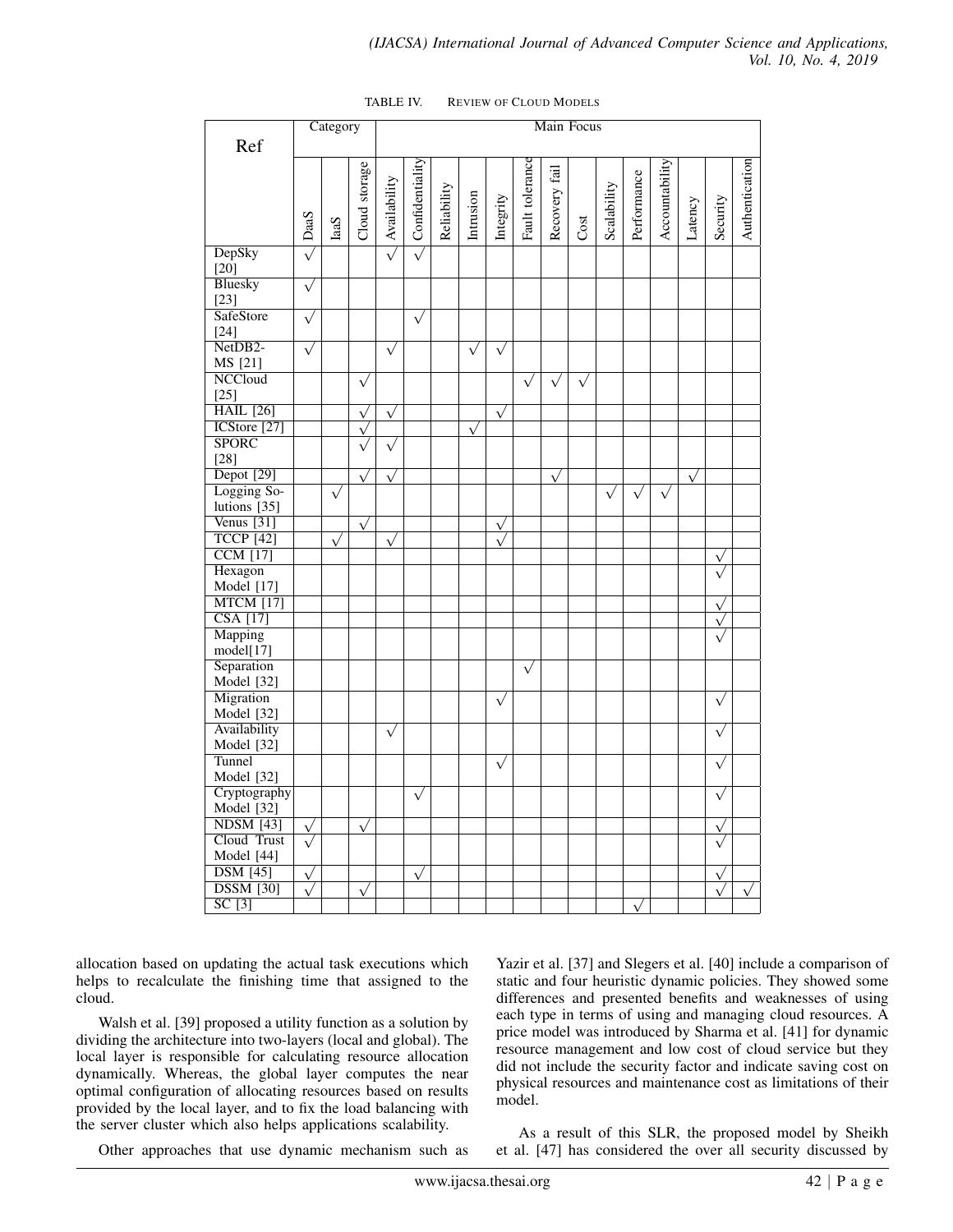TABLE IV. Review of Cloud Models

| Ref | Category | | | Main Focus | | | | | | | | | | | | | |
|---|---|---|---|---|---|---|---|---|---|---|---|---|---|---|---|---|---|
| | DaaS | IaaS | Cloud storage | Availability | Confidentiality | Reliability | Intrusion | Integrity | Fault tolerance | Recovery fail | Cost | Scalability | Performance | Accountability | Latency | Security | Authentication |
| DepSky [20] | √ | | | √ | √ | | | | | | | | | | | | |
| Bluesky [23] | √ | | | | | | | | | | | | | | | | |
| SafeStore [24] | √ | | | | √ | | | | | | | | | | | | |
| NetDB2-MS [21] | √ | | | √ | | | √ | √ | | | | | | | | | |
| NCCloud [25] | | | √ | | | | | | √ | √ | √ | | | | | | |
| HAIL [26] | | | √ | √ | | | | √ | | | | | | | | | |
| ICStore [27] | | | √ | | | | √ | | | | | | | | | | |
| SPORC [28] | | | √ | √ | | | | | | | | | | | | | |
| Depot [29] | | | √ | √ | | | | | | √ | | | | | √ | | |
| Logging Solutions [35] | | √ | | | | | | | | | | √ | √ | √ | | | |
| Venus [31] | | | √ | | | | | √ | | | | | | | | | |
| TCCP [42] | | √ | | √ | | | | √ | | | | | | | | | |
| CCM [17] | | | | | | | | | | | | | | | | √ | |
| Hexagon Model [17] | | | | | | | | | | | | | | | | √ | |
| MTCM [17] | | | | | | | | | | | | | | | | √ | |
| CSA [17] | | | | | | | | | | | | | | | | √ | |
| Mapping model[17] | | | | | | | | | | | | | | | | √ | |
| Separation Model [32] | | | | | | | | | √ | | | | | | | | |
| Migration Model [32] | | | | | | | | √ | | | | | | | | √ | |
| Availability Model [32] | | | | √ | | | | | | | | | | | | √ | |
| Tunnel Model [32] | | | | | | | | √ | | | | | | | | √ | |
| Cryptography Model [32] | | | | | √ | | | | | | | | | | | √ | |
| NDSM [43] | √ | | √ | | | | | | | | | | | | | √ | |
| Cloud Trust Model [44] | √ | | | | | | | | | | | | | | | √ | |
| DSM [45] | √ | | | | √ | | | | | | | | | | | √ | |
| DSSM [30] | √ | | √ | | | | | | | | | | | | | √ | √ |
| SC [3] | | | | | | | | | | | | | √ | | | | |

allocation based on updating the actual task executions which helps to recalculate the finishing time that assigned to the cloud.

Walsh et al. [39] proposed a utility function as a solution by dividing the architecture into two-layers (local and global). The local layer is responsible for calculating resource allocation dynamically. Whereas, the global layer computes the near optimal configuration of allocating resources based on results provided by the local layer, and to fix the load balancing with the server cluster which also helps applications scalability.

Other approaches that use dynamic mechanism such as Yazir et al. [37] and Slegers et al. [40] include a comparison of static and four heuristic dynamic policies. They showed some differences and presented benefits and weaknesses of using each type in terms of using and managing cloud resources. A price model was introduced by Sharma et al. [41] for dynamic resource management and low cost of cloud service but they did not include the security factor and indicate saving cost on physical resources and maintenance cost as limitations of their model.

As a result of this SLR, the proposed model by Sheikh et al. [47] has considered the over all security discussed by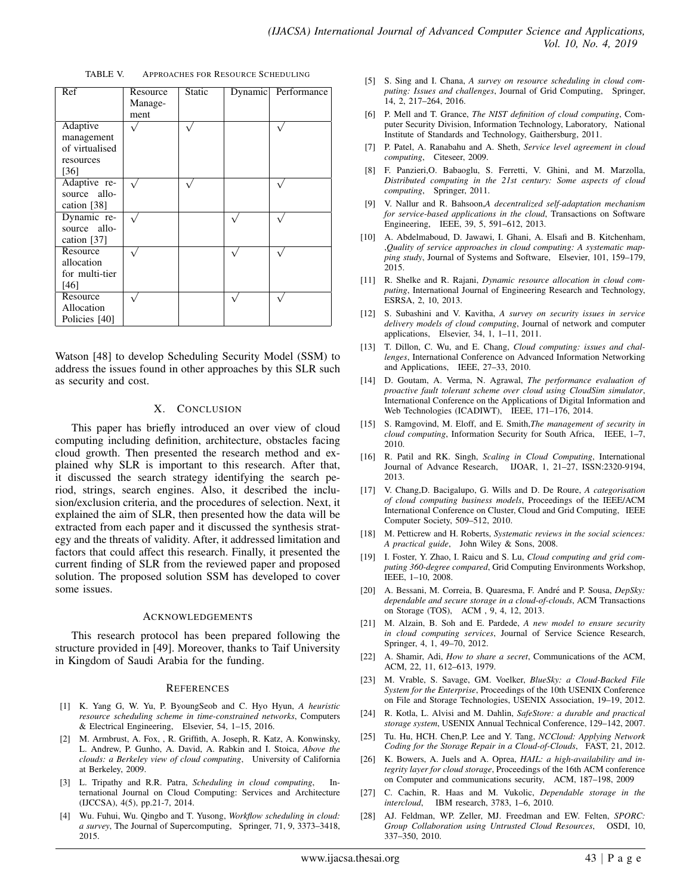TABLE V. APPROACHES FOR RESOURCE SCHEDULING

| Ref | Resource Management | Static | Dynamic | Performance |
|---|---|---|---|---|
| Adaptive management of virtualised resources [36] | √ | √ | | √ |
| Adaptive resource allocation [38] | √ | √ | | √ |
| Dynamic resource allocation [37] | √ | | √ | √ |
| Resource allocation for multi-tier [46] | √ | | √ | √ |
| Resource Allocation Policies [40] | √ | | √ | √ |

Watson [48] to develop Scheduling Security Model (SSM) to address the issues found in other approaches by this SLR such as security and cost.

## X. CONCLUSION

This paper has briefly introduced an over view of cloud computing including definition, architecture, obstacles facing cloud growth. Then presented the research method and explained why SLR is important to this research. After that, it discussed the search strategy identifying the search period, strings, search engines. Also, it described the inclusion/exclusion criteria, and the procedures of selection. Next, it explained the aim of SLR, then presented how the data will be extracted from each paper and it discussed the synthesis strategy and the threats of validity. After, it addressed limitation and factors that could affect this research. Finally, it presented the current finding of SLR from the reviewed paper and proposed solution. The proposed solution SSM has developed to cover some issues.

## ACKNOWLEDGEMENTS

This research protocol has been prepared following the structure provided in [49]. Moreover, thanks to Taif University in Kingdom of Saudi Arabia for the funding.

## REFERENCES

[1] K. Yang G, W. Yu, P. ByoungSeob and C. Hyo Hyun, *A heuristic resource scheduling scheme in time-constrained networks*, Computers & Electrical Engineering, Elsevier, 54, 1–15, 2016.

[2] M. Armbrust, A. Fox, , R. Griffith, A. Joseph, R. Katz, A. Konwinsky, L. Andrew, P. Gunho, A. David, A. Rabkin and I. Stoica, *Above the clouds: a Berkeley view of cloud computing*, University of California at Berkeley, 2009.

[3] L. Tripathy and R.R. Patra, *Scheduling in cloud computing*, International Journal on Cloud Computing: Services and Architecture (IJCCSA), 4(5), pp.21-7, 2014.

[4] Wu. Fuhui, Wu. Qingbo and T. Yusong, *Workflow scheduling in cloud: a survey*, The Journal of Supercomputing, Springer, 71, 9, 3373–3418, 2015.

[5] S. Sing and I. Chana, *A survey on resource scheduling in cloud computing: Issues and challenges*, Journal of Grid Computing, Springer, 14, 2, 217–264, 2016.

[6] P. Mell and T. Grance, *The NIST definition of cloud computing*, Computer Security Division, Information Technology, Laboratory, National Institute of Standards and Technology, Gaithersburg, 2011.

[7] P. Patel, A. Ranabahu and A. Sheth, *Service level agreement in cloud computing*, Citeseer, 2009.

[8] F. Panzieri,O. Babaoglu, S. Ferretti, V. Ghini, and M. Marzolla, *Distributed computing in the 21st century: Some aspects of cloud computing*, Springer, 2011.

[9] V. Nallur and R. Bahsoon,*A decentralized self-adaptation mechanism for service-based applications in the cloud*, Transactions on Software Engineering, IEEE, 39, 5, 591–612, 2013.

[10] A. Abdelmaboud, D. Jawawi, I. Ghani, A. Elsafi and B. Kitchenham, ,*Quality of service approaches in cloud computing: A systematic mapping study*, Journal of Systems and Software, Elsevier, 101, 159–179, 2015.

[11] R. Shelke and R. Rajani, *Dynamic resource allocation in cloud computing*, International Journal of Engineering Research and Technology, ESRSA, 2, 10, 2013.

[12] S. Subashini and V. Kavitha, *A survey on security issues in service delivery models of cloud computing*, Journal of network and computer applications, Elsevier, 34, 1, 1–11, 2011.

[13] T. Dillon, C. Wu, and E. Chang, *Cloud computing: issues and challenges*, International Conference on Advanced Information Networking and Applications, IEEE, 27–33, 2010.

[14] D. Goutam, A. Verma, N. Agrawal, *The performance evaluation of proactive fault tolerant scheme over cloud using CloudSim simulator*, International Conference on the Applications of Digital Information and Web Technologies (ICADIWT), IEEE, 171–176, 2014.

[15] S. Ramgovind, M. Eloff, and E. Smith,*The management of security in cloud computing*, Information Security for South Africa, IEEE, 1–7, 2010.

[16] R. Patil and RK. Singh, *Scaling in Cloud Computing*, International Journal of Advance Research, IJOAR, 1, 21–27, ISSN:2320-9194, 2013.

[17] V. Chang,D. Bacigalupo, G. Wills and D. De Roure, *A categorisation of cloud computing business models*, Proceedings of the IEEE/ACM International Conference on Cluster, Cloud and Grid Computing, IEEE Computer Society, 509–512, 2010.

[18] M. Petticrew and H. Roberts, *Systematic reviews in the social sciences: A practical guide*, John Wiley & Sons, 2008.

[19] I. Foster, Y. Zhao, I. Raicu and S. Lu, *Cloud computing and grid computing 360-degree compared*, Grid Computing Environments Workshop, IEEE, 1–10, 2008.

[20] A. Bessani, M. Correia, B. Quaresma, F. André and P. Sousa, *DepSky: dependable and secure storage in a cloud-of-clouds*, ACM Transactions on Storage (TOS), ACM , 9, 4, 12, 2013.

[21] M. Alzain, B. Soh and E. Pardede, *A new model to ensure security in cloud computing services*, Journal of Service Science Research, Springer, 4, 1, 49–70, 2012.

[22] A. Shamir, Adi, *How to share a secret*, Communications of the ACM, ACM, 22, 11, 612–613, 1979.

[23] M. Vrable, S. Savage, GM. Voelker, *BlueSky: a Cloud-Backed File System for the Enterprise*, Proceedings of the 10th USENIX Conference on File and Storage Technologies, USENIX Association, 19–19, 2012.

[24] R. Kotla, L. Alvisi and M. Dahlin, *SafeStore: a durable and practical storage system*, USENIX Annual Technical Conference, 129–142, 2007.

[25] Tu. Hu, HCH. Chen,P. Lee and Y. Tang, *NCCloud: Applying Network Coding for the Storage Repair in a Cloud-of-Clouds*, FAST, 21, 2012.

[26] K. Bowers, A. Juels and A. Oprea, *HAIL: a high-availability and integrity layer for cloud storage*, Proceedings of the 16th ACM conference on Computer and communications security, ACM, 187–198, 2009

[27] C. Cachin, R. Haas and M. Vukolic, *Dependable storage in the intercloud*, IBM research, 3783, 1–6, 2010.

[28] AJ. Feldman, WP. Zeller, MJ. Freedman and EW. Felten, *SPORC: Group Collaboration using Untrusted Cloud Resources*, OSDI, 10, 337–350, 2010.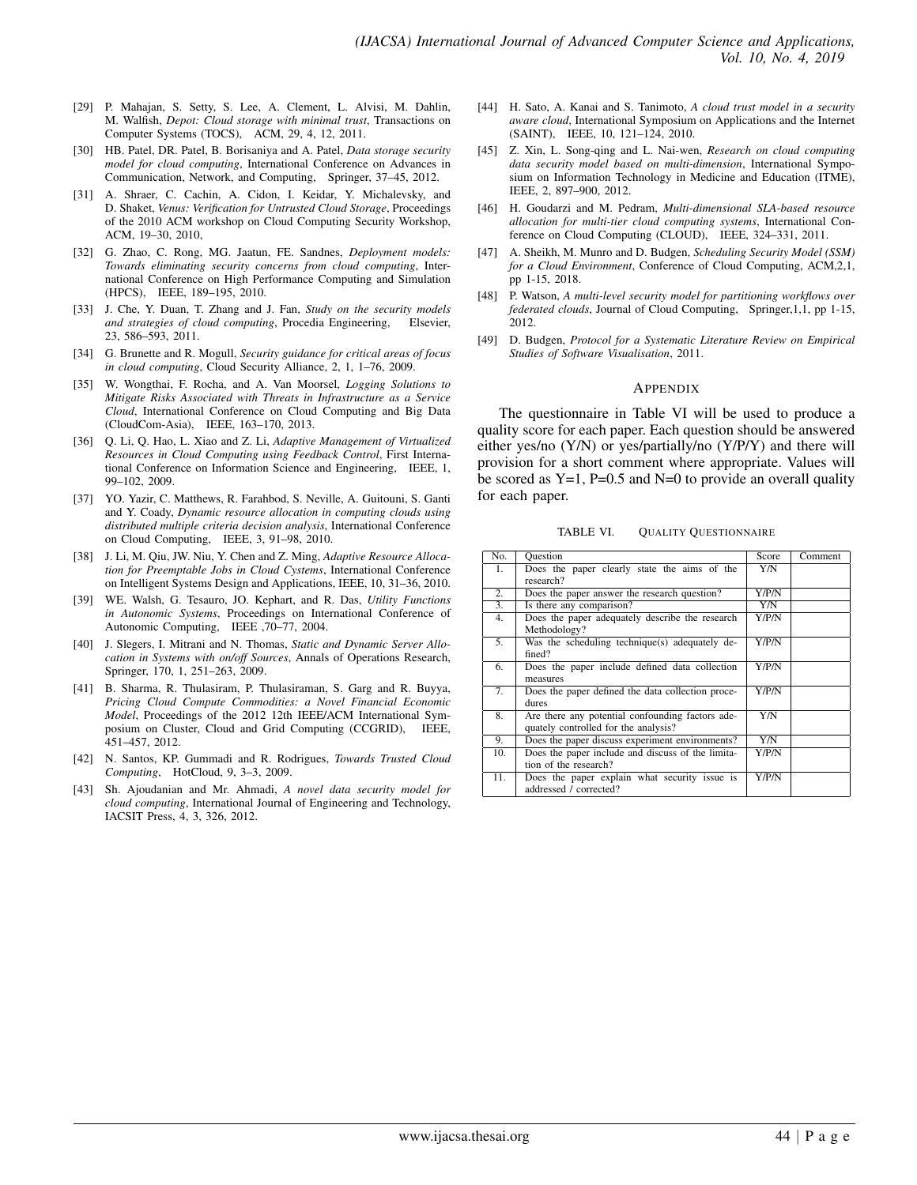[29] P. Mahajan, S. Setty, S. Lee, A. Clement, L. Alvisi, M. Dahlin, M. Walfish, *Depot: Cloud storage with minimal trust*, Transactions on Computer Systems (TOCS), ACM, 29, 4, 12, 2011.

[30] HB. Patel, DR. Patel, B. Borisaniya and A. Patel, *Data storage security model for cloud computing*, International Conference on Advances in Communication, Network, and Computing, Springer, 37–45, 2012.

[31] A. Shraer, C. Cachin, A. Cidon, I. Keidar, Y. Michalevsky, and D. Shaket, *Venus: Verification for Untrusted Cloud Storage*, Proceedings of the 2010 ACM workshop on Cloud Computing Security Workshop, ACM, 19–30, 2010,

[32] G. Zhao, C. Rong, MG. Jaatun, FE. Sandnes, *Deployment models: Towards eliminating security concerns from cloud computing*, International Conference on High Performance Computing and Simulation (HPCS), IEEE, 189–195, 2010.

[33] J. Che, Y. Duan, T. Zhang and J. Fan, *Study on the security models and strategies of cloud computing*, Procedia Engineering, Elsevier, 23, 586–593, 2011.

[34] G. Brunette and R. Mogull, *Security guidance for critical areas of focus in cloud computing*, Cloud Security Alliance, 2, 1, 1–76, 2009.

[35] W. Wongthai, F. Rocha, and A. Van Moorsel, *Logging Solutions to Mitigate Risks Associated with Threats in Infrastructure as a Service Cloud*, International Conference on Cloud Computing and Big Data (CloudCom-Asia), IEEE, 163–170, 2013.

[36] Q. Li, Q. Hao, L. Xiao and Z. Li, *Adaptive Management of Virtualized Resources in Cloud Computing using Feedback Control*, First International Conference on Information Science and Engineering, IEEE, 1, 99–102, 2009.

[37] YO. Yazir, C. Matthews, R. Farahbod, S. Neville, A. Guitouni, S. Ganti and Y. Coady, *Dynamic resource allocation in computing clouds using distributed multiple criteria decision analysis*, International Conference on Cloud Computing, IEEE, 3, 91–98, 2010.

[38] J. Li, M. Qiu, JW. Niu, Y. Chen and Z. Ming, *Adaptive Resource Allocation for Preemptable Jobs in Cloud Cystems*, International Conference on Intelligent Systems Design and Applications, IEEE, 10, 31–36, 2010.

[39] WE. Walsh, G. Tesauro, JO. Kephart, and R. Das, *Utility Functions in Autonomic Systems*, Proceedings on International Conference of Autonomic Computing, IEEE ,70–77, 2004.

[40] J. Slegers, I. Mitrani and N. Thomas, *Static and Dynamic Server Allocation in Systems with on/off Sources*, Annals of Operations Research, Springer, 170, 1, 251–263, 2009.

[41] B. Sharma, R. Thulasiram, P. Thulasiraman, S. Garg and R. Buyya, *Pricing Cloud Compute Commodities: a Novel Financial Economic Model*, Proceedings of the 2012 12th IEEE/ACM International Symposium on Cluster, Cloud and Grid Computing (CCGRID), IEEE, 451–457, 2012.

[42] N. Santos, KP. Gummadi and R. Rodrigues, *Towards Trusted Cloud Computing*, HotCloud, 9, 3–3, 2009.

[43] Sh. Ajoudanian and Mr. Ahmadi, *A novel data security model for cloud computing*, International Journal of Engineering and Technology, IACSIT Press, 4, 3, 326, 2012.

[44] H. Sato, A. Kanai and S. Tanimoto, *A cloud trust model in a security aware cloud*, International Symposium on Applications and the Internet (SAINT), IEEE, 10, 121–124, 2010.

[45] Z. Xin, L. Song-qing and L. Nai-wen, *Research on cloud computing data security model based on multi-dimension*, International Symposium on Information Technology in Medicine and Education (ITME), IEEE, 2, 897–900, 2012.

[46] H. Goudarzi and M. Pedram, *Multi-dimensional SLA-based resource allocation for multi-tier cloud computing systems*, International Conference on Cloud Computing (CLOUD), IEEE, 324–331, 2011.

[47] A. Sheikh, M. Munro and D. Budgen, *Scheduling Security Model (SSM) for a Cloud Environment*, Conference of Cloud Computing, ACM,2,1, pp 1-15, 2018.

[48] P. Watson, *A multi-level security model for partitioning workflows over federated clouds*, Journal of Cloud Computing, Springer,1,1, pp 1-15, 2012.

[49] D. Budgen, *Protocol for a Systematic Literature Review on Empirical Studies of Software Visualisation*, 2011.

## APPENDIX

The questionnaire in Table VI will be used to produce a quality score for each paper. Each question should be answered either yes/no (Y/N) or yes/partially/no (Y/P/Y) and there will provision for a short comment where appropriate. Values will be scored as Y=1, P=0.5 and N=0 to provide an overall quality for each paper.

TABLE VI. QUALITY QUESTIONNAIRE

| No. | Question | Score | Comment |
|---|---|---|---|
| 1. | Does the paper clearly state the aims of the research? | Y/N | |
| 2. | Does the paper answer the research question? | Y/P/N | |
| 3. | Is there any comparison? | Y/N | |
| 4. | Does the paper adequately describe the research Methodology? | Y/P/N | |
| 5. | Was the scheduling technique(s) adequately defined? | Y/P/N | |
| 6. | Does the paper include defined data collection measures | Y/P/N | |
| 7. | Does the paper defined the data collection procedures | Y/P/N | |
| 8. | Are there any potential confounding factors adequately controlled for the analysis? | Y/N | |
| 9. | Does the paper discuss experiment environments? | Y/N | |
| 10. | Does the paper include and discuss of the limitation of the research? | Y/P/N | |
| 11. | Does the paper explain what security issue is addressed / corrected? | Y/P/N | |